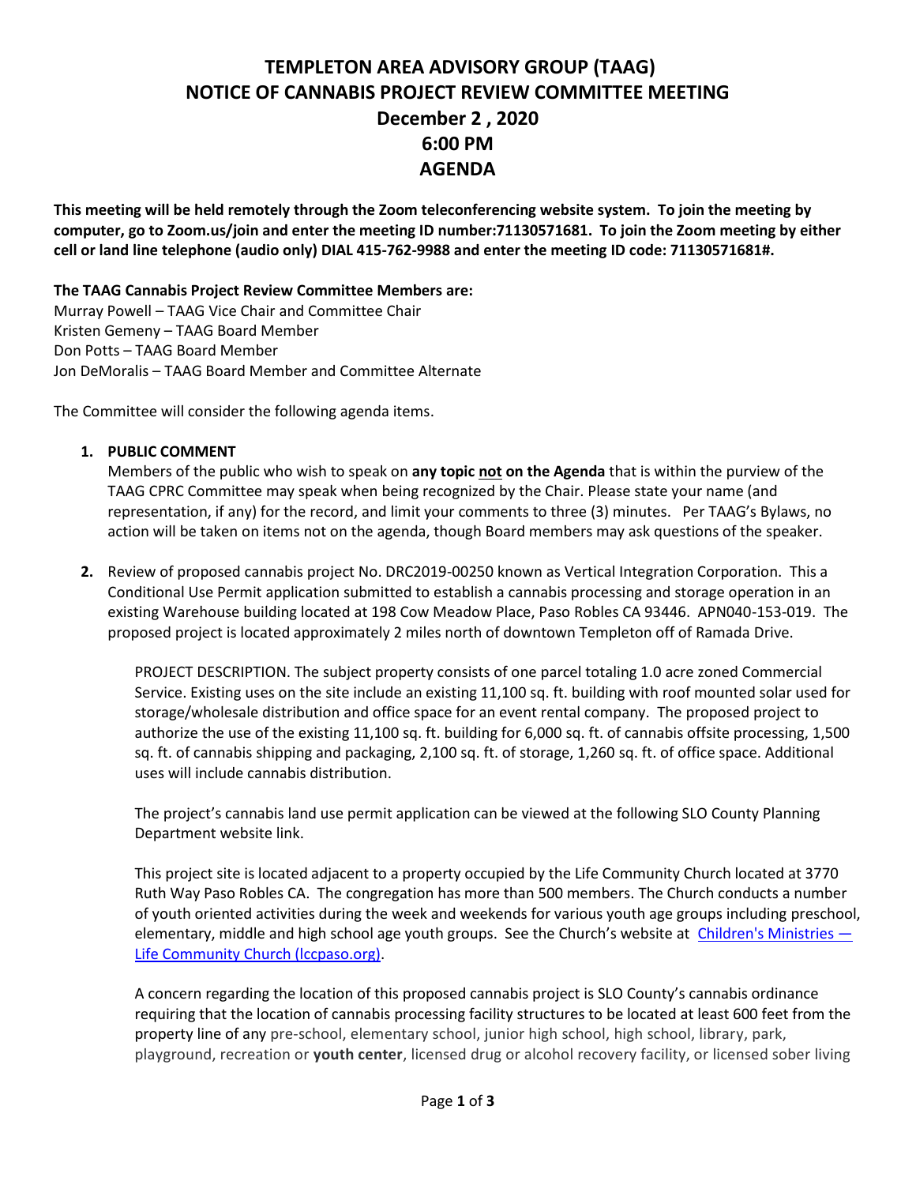# TEMPLETON AREA ADVISORY GROUP (TAAG)
# NOTICE OF CANNABIS PROJECT REVIEW COMMITTEE MEETING
## December 2 , 2020
## 6:00 PM
## AGENDA

**This meeting will be held remotely through the Zoom teleconferencing website system. To join the meeting by computer, go to Zoom.us/join and enter the meeting ID number:71130571681. To join the Zoom meeting by either cell or land line telephone (audio only) DIAL 415-762-9988 and enter the meeting ID code: 71130571681#.**

**The TAAG Cannabis Project Review Committee Members are:**
Murray Powell – TAAG Vice Chair and Committee Chair
Kristen Gemeny – TAAG Board Member
Don Potts – TAAG Board Member
Jon DeMoralis – TAAG Board Member and Committee Alternate

The Committee will consider the following agenda items.

1. **PUBLIC COMMENT**
   Members of the public who wish to speak on **any topic <u>not</u> on the Agenda** that is within the purview of the TAAG CPRC Committee may speak when being recognized by the Chair. Please state your name (and representation, if any) for the record, and limit your comments to three (3) minutes. Per TAAG's Bylaws, no action will be taken on items not on the agenda, though Board members may ask questions of the speaker.

2. Review of proposed cannabis project No. DRC2019-00250 known as Vertical Integration Corporation. This a Conditional Use Permit application submitted to establish a cannabis processing and storage operation in an existing Warehouse building located at 198 Cow Meadow Place, Paso Robles CA 93446. APN040-153-019. The proposed project is located approximately 2 miles north of downtown Templeton off of Ramada Drive.

   PROJECT DESCRIPTION. The subject property consists of one parcel totaling 1.0 acre zoned Commercial Service. Existing uses on the site include an existing 11,100 sq. ft. building with roof mounted solar used for storage/wholesale distribution and office space for an event rental company. The proposed project to authorize the use of the existing 11,100 sq. ft. building for 6,000 sq. ft. of cannabis offsite processing, 1,500 sq. ft. of cannabis shipping and packaging, 2,100 sq. ft. of storage, 1,260 sq. ft. of office space. Additional uses will include cannabis distribution.

   The project's cannabis land use permit application can be viewed at the following SLO County Planning Department website link.

   This project site is located adjacent to a property occupied by the Life Community Church located at 3770 Ruth Way Paso Robles CA. The congregation has more than 500 members. The Church conducts a number of youth oriented activities during the week and weekends for various youth age groups including preschool, elementary, middle and high school age youth groups. See the Church's website at [Children's Ministries — Life Community Church (lccpaso.org)](lccpaso.org).

   A concern regarding the location of this proposed cannabis project is SLO County's cannabis ordinance requiring that the location of cannabis processing facility structures to be located at least 600 feet from the property line of any pre-school, elementary school, junior high school, high school, library, park, playground, recreation or **youth center**, licensed drug or alcohol recovery facility, or licensed sober living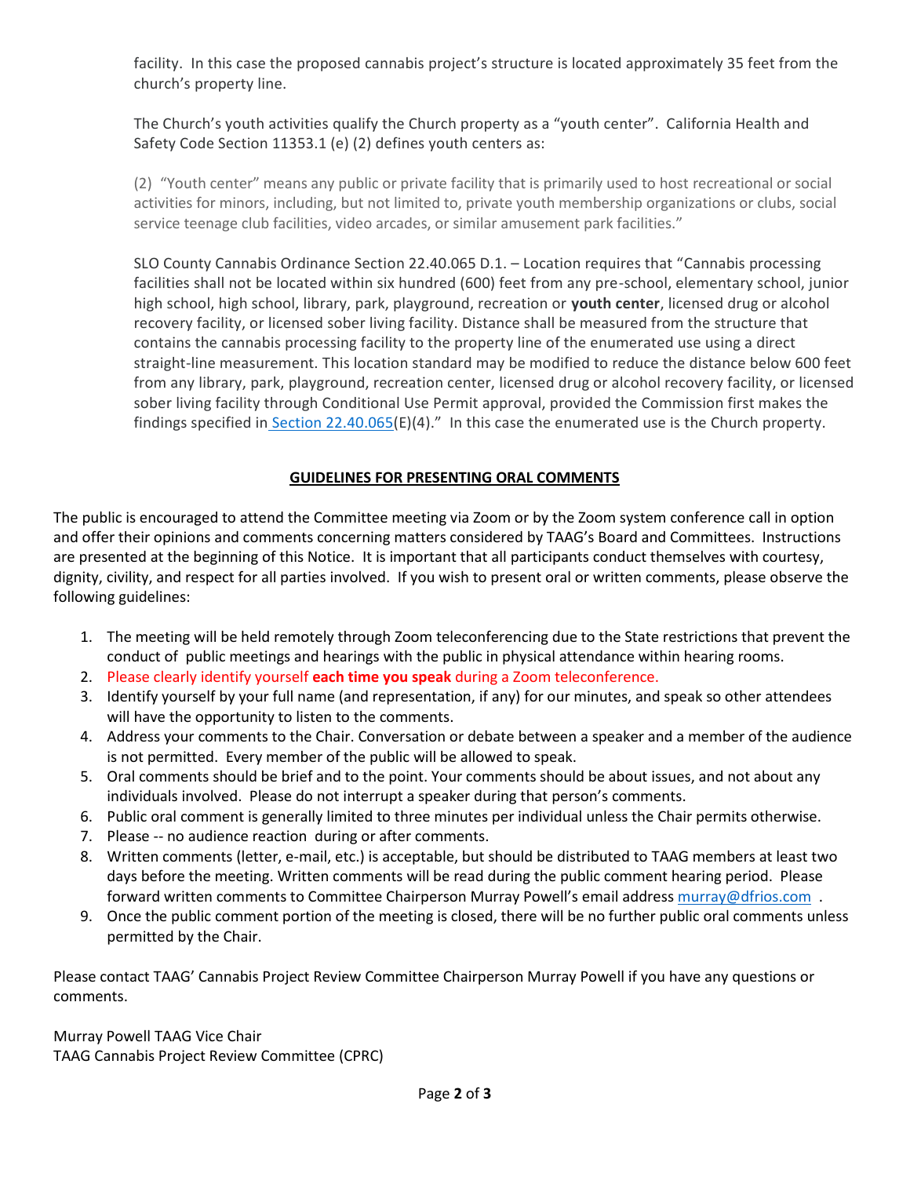facility. In this case the proposed cannabis project's structure is located approximately 35 feet from the church's property line.

The Church's youth activities qualify the Church property as a "youth center". California Health and Safety Code Section 11353.1 (e) (2) defines youth centers as:

(2) "Youth center" means any public or private facility that is primarily used to host recreational or social activities for minors, including, but not limited to, private youth membership organizations or clubs, social service teenage club facilities, video arcades, or similar amusement park facilities."

SLO County Cannabis Ordinance Section 22.40.065 D.1. – Location requires that "Cannabis processing facilities shall not be located within six hundred (600) feet from any pre-school, elementary school, junior high school, high school, library, park, playground, recreation or **youth center**, licensed drug or alcohol recovery facility, or licensed sober living facility. Distance shall be measured from the structure that contains the cannabis processing facility to the property line of the enumerated use using a direct straight-line measurement. This location standard may be modified to reduce the distance below 600 feet from any library, park, playground, recreation center, licensed drug or alcohol recovery facility, or licensed sober living facility through Conditional Use Permit approval, provided the Commission first makes the findings specified in Section 22.40.065(E)(4)." In this case the enumerated use is the Church property.

## GUIDELINES FOR PRESENTING ORAL COMMENTS

The public is encouraged to attend the Committee meeting via Zoom or by the Zoom system conference call in option and offer their opinions and comments concerning matters considered by TAAG's Board and Committees. Instructions are presented at the beginning of this Notice. It is important that all participants conduct themselves with courtesy, dignity, civility, and respect for all parties involved. If you wish to present oral or written comments, please observe the following guidelines:

1. The meeting will be held remotely through Zoom teleconferencing due to the State restrictions that prevent the conduct of public meetings and hearings with the public in physical attendance within hearing rooms.
2. Please clearly identify yourself **each time you speak** during a Zoom teleconference.
3. Identify yourself by your full name (and representation, if any) for our minutes, and speak so other attendees will have the opportunity to listen to the comments.
4. Address your comments to the Chair. Conversation or debate between a speaker and a member of the audience is not permitted. Every member of the public will be allowed to speak.
5. Oral comments should be brief and to the point. Your comments should be about issues, and not about any individuals involved. Please do not interrupt a speaker during that person's comments.
6. Public oral comment is generally limited to three minutes per individual unless the Chair permits otherwise.
7. Please -- no audience reaction during or after comments.
8. Written comments (letter, e-mail, etc.) is acceptable, but should be distributed to TAAG members at least two days before the meeting. Written comments will be read during the public comment hearing period. Please forward written comments to Committee Chairperson Murray Powell's email address murray@dfrios.com .
9. Once the public comment portion of the meeting is closed, there will be no further public oral comments unless permitted by the Chair.

Please contact TAAG' Cannabis Project Review Committee Chairperson Murray Powell if you have any questions or comments.

Murray Powell TAAG Vice Chair
TAAG Cannabis Project Review Committee (CPRC)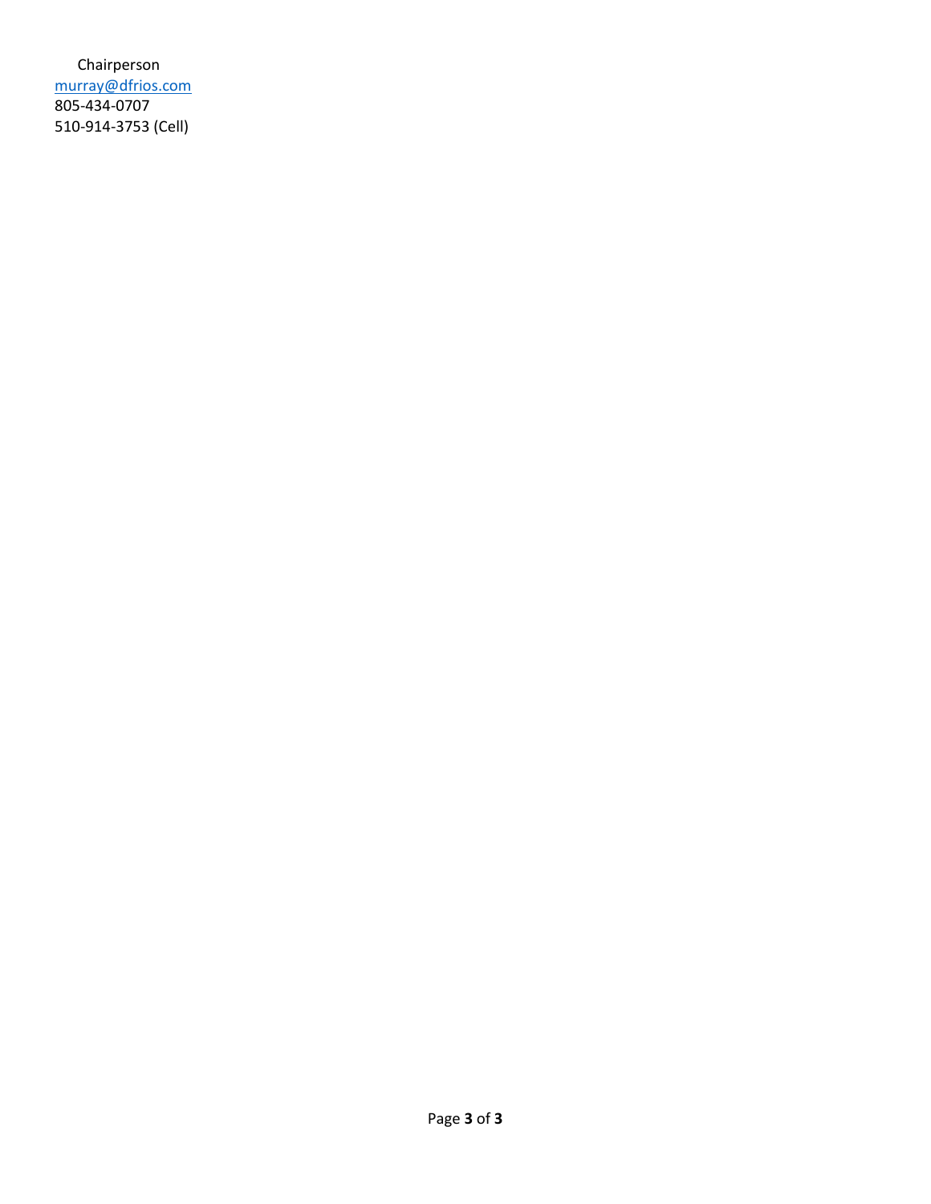Chairperson
murray@dfrios.com
805-434-0707
510-914-3753 (Cell)